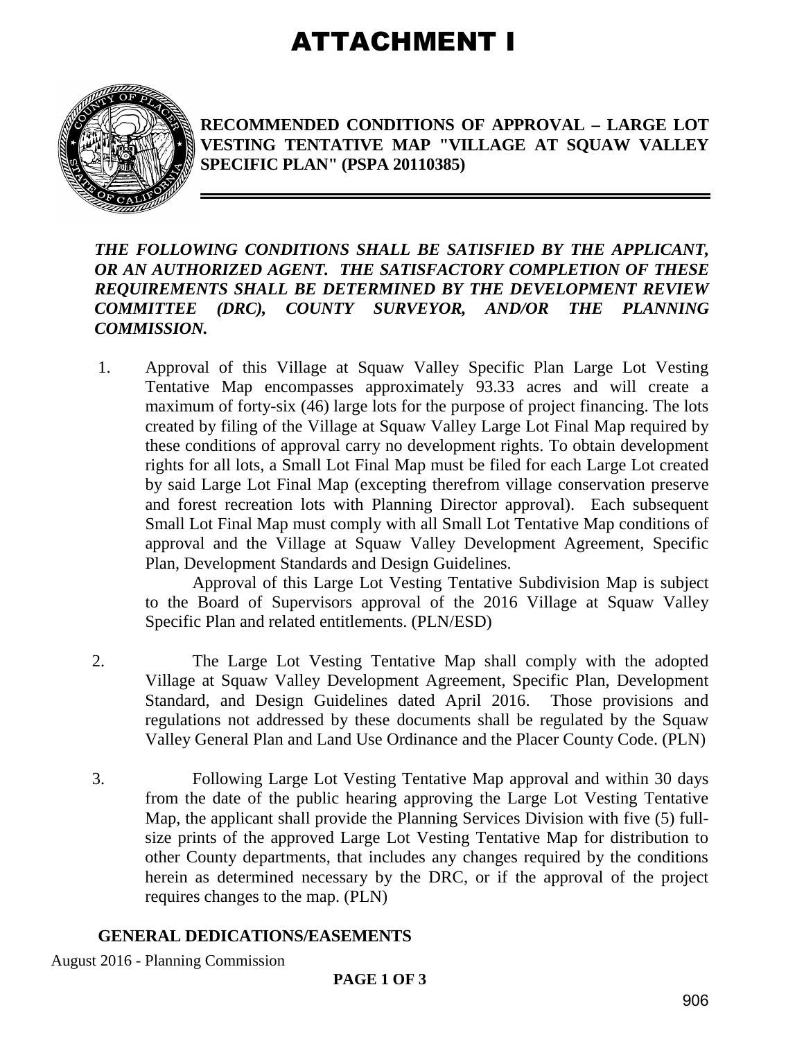# ATTACHMENT I

**RECOMMENDED CONDITIONS OF APPROVAL – LARGE LOT VESTING TENTATIVE MAP "VILLAGE AT SQUAW VALLEY SPECIFIC PLAN" (PSPA 20110385)**

***THE FOLLOWING CONDITIONS SHALL BE SATISFIED BY THE APPLICANT, OR AN AUTHORIZED AGENT. THE SATISFACTORY COMPLETION OF THESE REQUIREMENTS SHALL BE DETERMINED BY THE DEVELOPMENT REVIEW COMMITTEE (DRC), COUNTY SURVEYOR, AND/OR THE PLANNING COMMISSION.***

1. Approval of this Village at Squaw Valley Specific Plan Large Lot Vesting Tentative Map encompasses approximately 93.33 acres and will create a maximum of forty-six (46) large lots for the purpose of project financing. The lots created by filing of the Village at Squaw Valley Large Lot Final Map required by these conditions of approval carry no development rights. To obtain development rights for all lots, a Small Lot Final Map must be filed for each Large Lot created by said Large Lot Final Map (excepting therefrom village conservation preserve and forest recreation lots with Planning Director approval). Each subsequent Small Lot Final Map must comply with all Small Lot Tentative Map conditions of approval and the Village at Squaw Valley Development Agreement, Specific Plan, Development Standards and Design Guidelines.

   Approval of this Large Lot Vesting Tentative Subdivision Map is subject to the Board of Supervisors approval of the 2016 Village at Squaw Valley Specific Plan and related entitlements. (PLN/ESD)

2. The Large Lot Vesting Tentative Map shall comply with the adopted Village at Squaw Valley Development Agreement, Specific Plan, Development Standard, and Design Guidelines dated April 2016. Those provisions and regulations not addressed by these documents shall be regulated by the Squaw Valley General Plan and Land Use Ordinance and the Placer County Code. (PLN)

3. Following Large Lot Vesting Tentative Map approval and within 30 days from the date of the public hearing approving the Large Lot Vesting Tentative Map, the applicant shall provide the Planning Services Division with five (5) full-size prints of the approved Large Lot Vesting Tentative Map for distribution to other County departments, that includes any changes required by the conditions herein as determined necessary by the DRC, or if the approval of the project requires changes to the map. (PLN)

## GENERAL DEDICATIONS/EASEMENTS

August 2016 - Planning Commission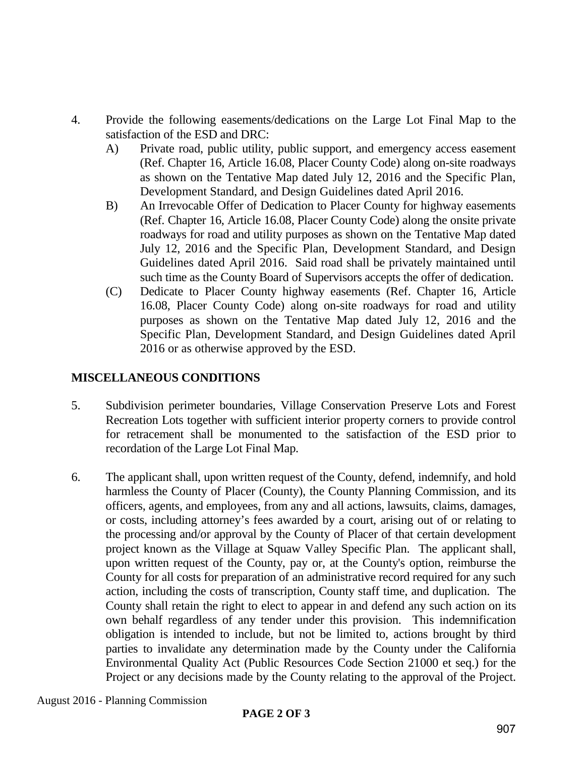4. Provide the following easements/dedications on the Large Lot Final Map to the satisfaction of the ESD and DRC:
   A) Private road, public utility, public support, and emergency access easement (Ref. Chapter 16, Article 16.08, Placer County Code) along on-site roadways as shown on the Tentative Map dated July 12, 2016 and the Specific Plan, Development Standard, and Design Guidelines dated April 2016.
   B) An Irrevocable Offer of Dedication to Placer County for highway easements (Ref. Chapter 16, Article 16.08, Placer County Code) along the onsite private roadways for road and utility purposes as shown on the Tentative Map dated July 12, 2016 and the Specific Plan, Development Standard, and Design Guidelines dated April 2016. Said road shall be privately maintained until such time as the County Board of Supervisors accepts the offer of dedication.
   (C) Dedicate to Placer County highway easements (Ref. Chapter 16, Article 16.08, Placer County Code) along on-site roadways for road and utility purposes as shown on the Tentative Map dated July 12, 2016 and the Specific Plan, Development Standard, and Design Guidelines dated April 2016 or as otherwise approved by the ESD.

## MISCELLANEOUS CONDITIONS

5. Subdivision perimeter boundaries, Village Conservation Preserve Lots and Forest Recreation Lots together with sufficient interior property corners to provide control for retracement shall be monumented to the satisfaction of the ESD prior to recordation of the Large Lot Final Map.

6. The applicant shall, upon written request of the County, defend, indemnify, and hold harmless the County of Placer (County), the County Planning Commission, and its officers, agents, and employees, from any and all actions, lawsuits, claims, damages, or costs, including attorney's fees awarded by a court, arising out of or relating to the processing and/or approval by the County of Placer of that certain development project known as the Village at Squaw Valley Specific Plan. The applicant shall, upon written request of the County, pay or, at the County's option, reimburse the County for all costs for preparation of an administrative record required for any such action, including the costs of transcription, County staff time, and duplication. The County shall retain the right to elect to appear in and defend any such action on its own behalf regardless of any tender under this provision. This indemnification obligation is intended to include, but not be limited to, actions brought by third parties to invalidate any determination made by the County under the California Environmental Quality Act (Public Resources Code Section 21000 et seq.) for the Project or any decisions made by the County relating to the approval of the Project.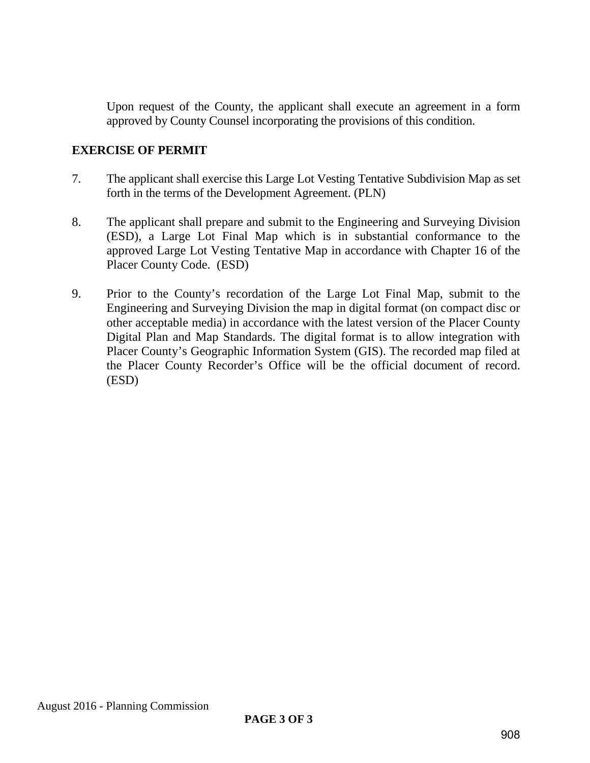Upon request of the County, the applicant shall execute an agreement in a form approved by County Counsel incorporating the provisions of this condition.

**EXERCISE OF PERMIT**

7. The applicant shall exercise this Large Lot Vesting Tentative Subdivision Map as set forth in the terms of the Development Agreement. (PLN)

8. The applicant shall prepare and submit to the Engineering and Surveying Division (ESD), a Large Lot Final Map which is in substantial conformance to the approved Large Lot Vesting Tentative Map in accordance with Chapter 16 of the Placer County Code. (ESD)

9. Prior to the County's recordation of the Large Lot Final Map, submit to the Engineering and Surveying Division the map in digital format (on compact disc or other acceptable media) in accordance with the latest version of the Placer County Digital Plan and Map Standards. The digital format is to allow integration with Placer County's Geographic Information System (GIS). The recorded map filed at the Placer County Recorder's Office will be the official document of record. (ESD)